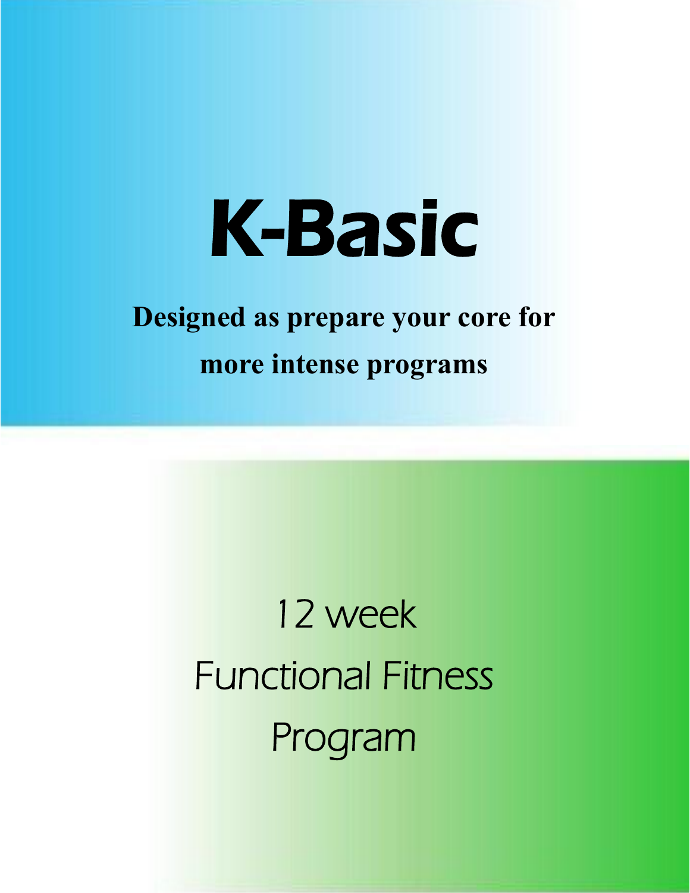# K-Basic

**Designed as prepare your core for more intense programs**

12 week

Functional Fitness

Program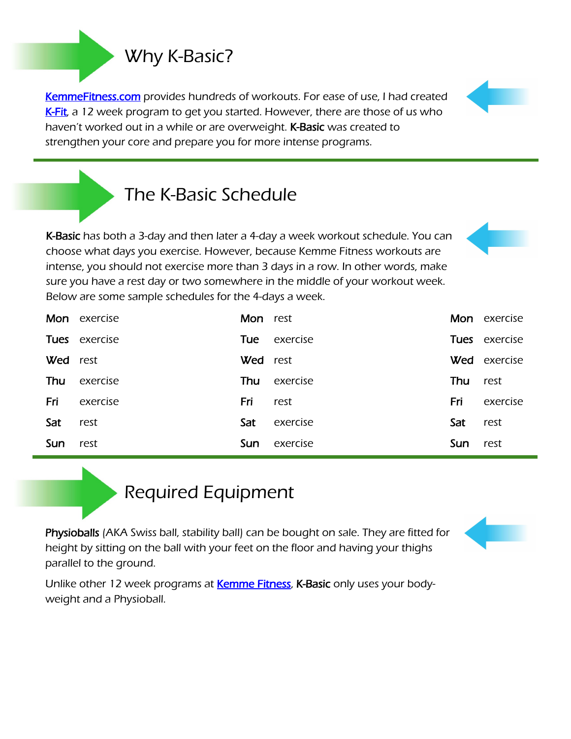## Why K-Basic?

KemmeFitness.com provides hundreds of workouts. For ease of use, I had created K-Fit, a 12 week program to get you started. However, there are those of us who haven't worked out in a while or are overweight. **K-Basic** was created to strengthen your core and prepare you for more intense programs.

## The K-Basic Schedule

**K-Basic** has both a 3-day and then later a 4-day a week workout schedule. You can choose what days you exercise. However, because Kemme Fitness workouts are intense, you should not exercise more than 3 days in a row. In other words, make sure you have a rest day or two somewhere in the middle of your workout week. Below are some sample schedules for the 4-days a week.

| | | | | | |
|---|---|---|---|---|---|
| **Mon** | exercise | **Mon** | rest | **Mon** | exercise |
| **Tues** | exercise | **Tue** | exercise | **Tues** | exercise |
| **Wed** | rest | **Wed** | rest | **Wed** | exercise |
| **Thu** | exercise | **Thu** | exercise | **Thu** | rest |
| **Fri** | exercise | **Fri** | rest | **Fri** | exercise |
| **Sat** | rest | **Sat** | exercise | **Sat** | rest |
| **Sun** | rest | **Sun** | exercise | **Sun** | rest |

## Required Equipment

**Physioballs** (AKA Swiss ball, stability ball) can be bought on sale. They are fitted for height by sitting on the ball with your feet on the floor and having your thighs parallel to the ground.

Unlike other 12 week programs at Kemme Fitness, **K-Basic** only uses your body-weight and a Physioball.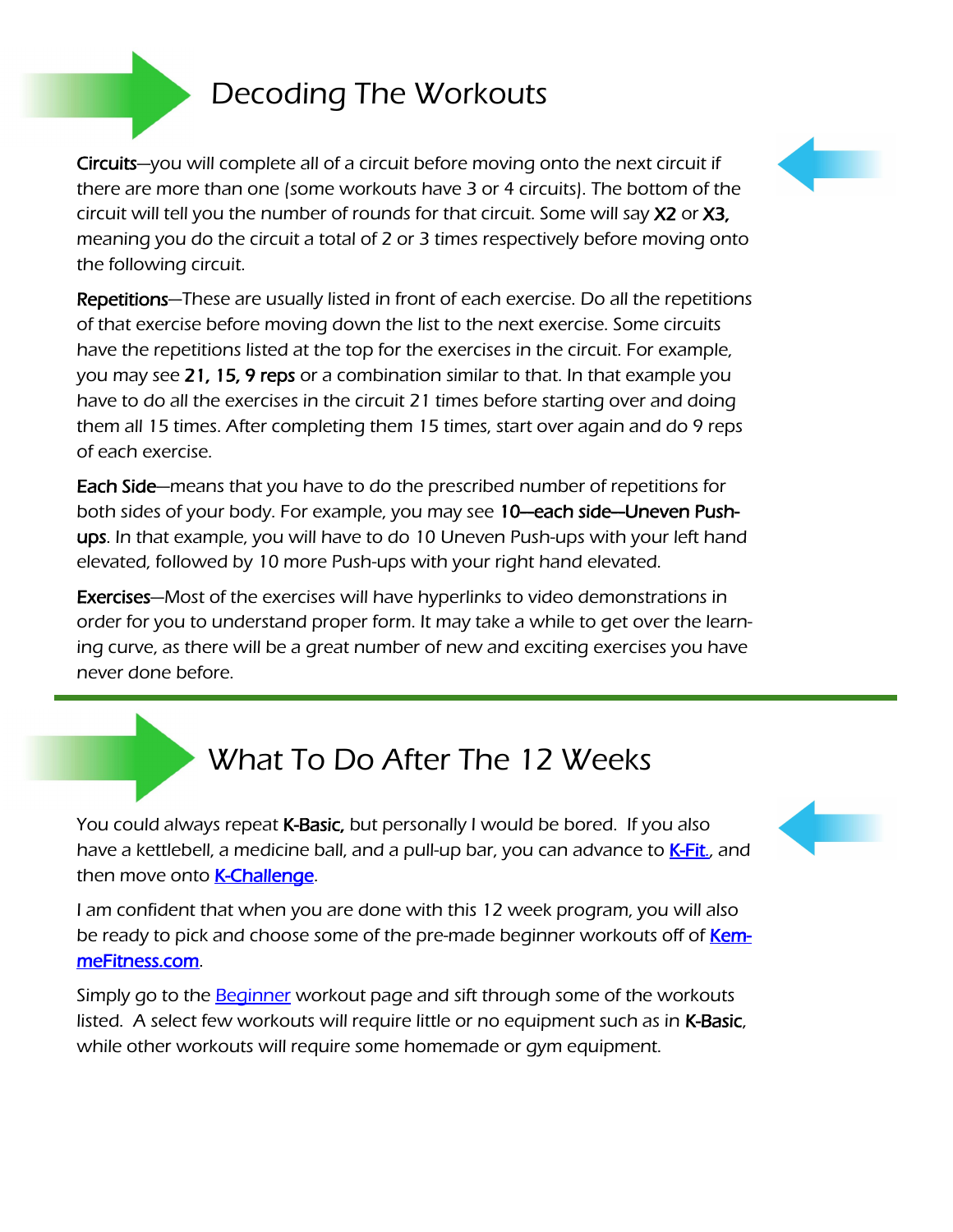## Decoding The Workouts

**Circuits**—you will complete all of a circuit before moving onto the next circuit if there are more than one (some workouts have 3 or 4 circuits). The bottom of the circuit will tell you the number of rounds for that circuit. Some will say **X2** or **X3,** meaning you do the circuit a total of 2 or 3 times respectively before moving onto the following circuit.

**Repetitions**—These are usually listed in front of each exercise. Do all the repetitions of that exercise before moving down the list to the next exercise. Some circuits have the repetitions listed at the top for the exercises in the circuit. For example, you may see **21, 15, 9 reps** or a combination similar to that. In that example you have to do all the exercises in the circuit 21 times before starting over and doing them all 15 times. After completing them 15 times, start over again and do 9 reps of each exercise.

**Each Side**—means that you have to do the prescribed number of repetitions for both sides of your body. For example, you may see **10—each side—Uneven Push-ups**. In that example, you will have to do 10 Uneven Push-ups with your left hand elevated, followed by 10 more Push-ups with your right hand elevated.

**Exercises**—Most of the exercises will have hyperlinks to video demonstrations in order for you to understand proper form. It may take a while to get over the learning curve, as there will be a great number of new and exciting exercises you have never done before.

---

## What To Do After The 12 Weeks

You could always repeat **K-Basic,** but personally I would be bored. If you also have a kettlebell, a medicine ball, and a pull-up bar, you can advance to K-Fit., and then move onto K-Challenge.

I am confident that when you are done with this 12 week program, you will also be ready to pick and choose some of the pre-made beginner workouts off of KemmeFitness.com.

Simply go to the Beginner workout page and sift through some of the workouts listed. A select few workouts will require little or no equipment such as in **K-Basic**, while other workouts will require some homemade or gym equipment.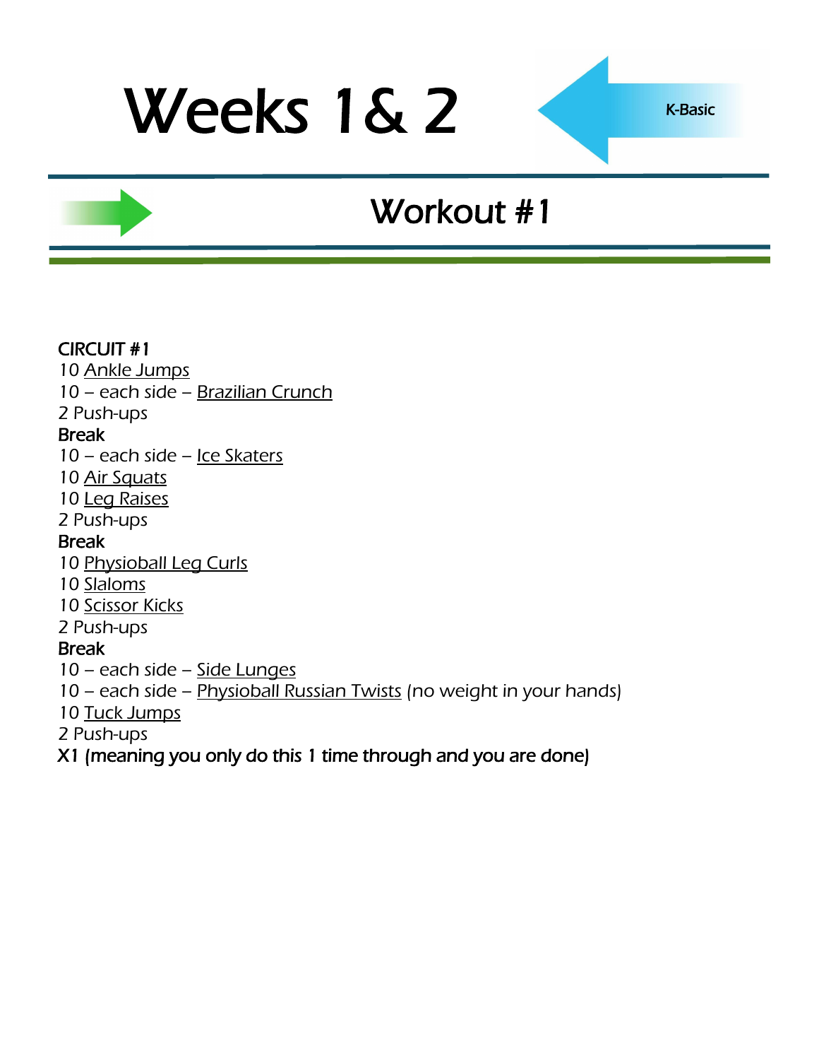# Weeks 1& 2

K-Basic

## Workout #1

**CIRCUIT #1**

10 Ankle Jumps
10 – each side – Brazilian Crunch
2 Push-ups
**Break**
10 – each side – Ice Skaters
10 Air Squats
10 Leg Raises
2 Push-ups
**Break**
10 Physioball Leg Curls
10 Slaloms
10 Scissor Kicks
2 Push-ups
**Break**
10 – each side – Side Lunges
10 – each side – Physioball Russian Twists (no weight in your hands)
10 Tuck Jumps
2 Push-ups
**X1 (meaning you only do this 1 time through and you are done)**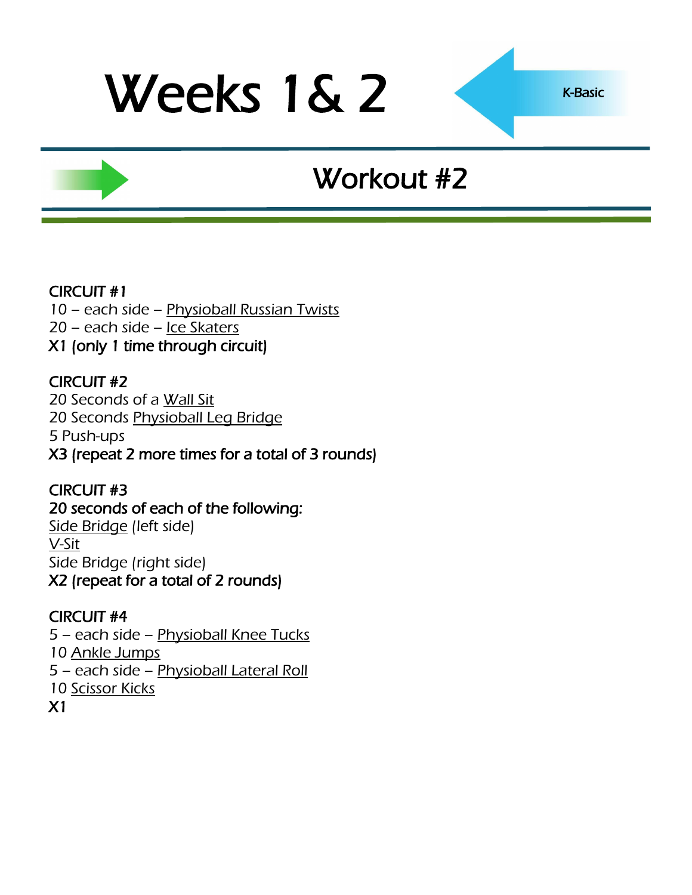# Weeks 1& 2

K-Basic

## Workout #2

CIRCUIT #1
10 – each side – Physioball Russian Twists
20 – each side – Ice Skaters
X1 (only 1 time through circuit)

CIRCUIT #2
20 Seconds of a Wall Sit
20 Seconds Physioball Leg Bridge
5 Push-ups
X3 (repeat 2 more times for a total of 3 rounds)

CIRCUIT #3
20 seconds of each of the following:
Side Bridge (left side)
V-Sit
Side Bridge (right side)
X2 (repeat for a total of 2 rounds)

CIRCUIT #4
5 – each side – Physioball Knee Tucks
10 Ankle Jumps
5 – each side – Physioball Lateral Roll
10 Scissor Kicks
X1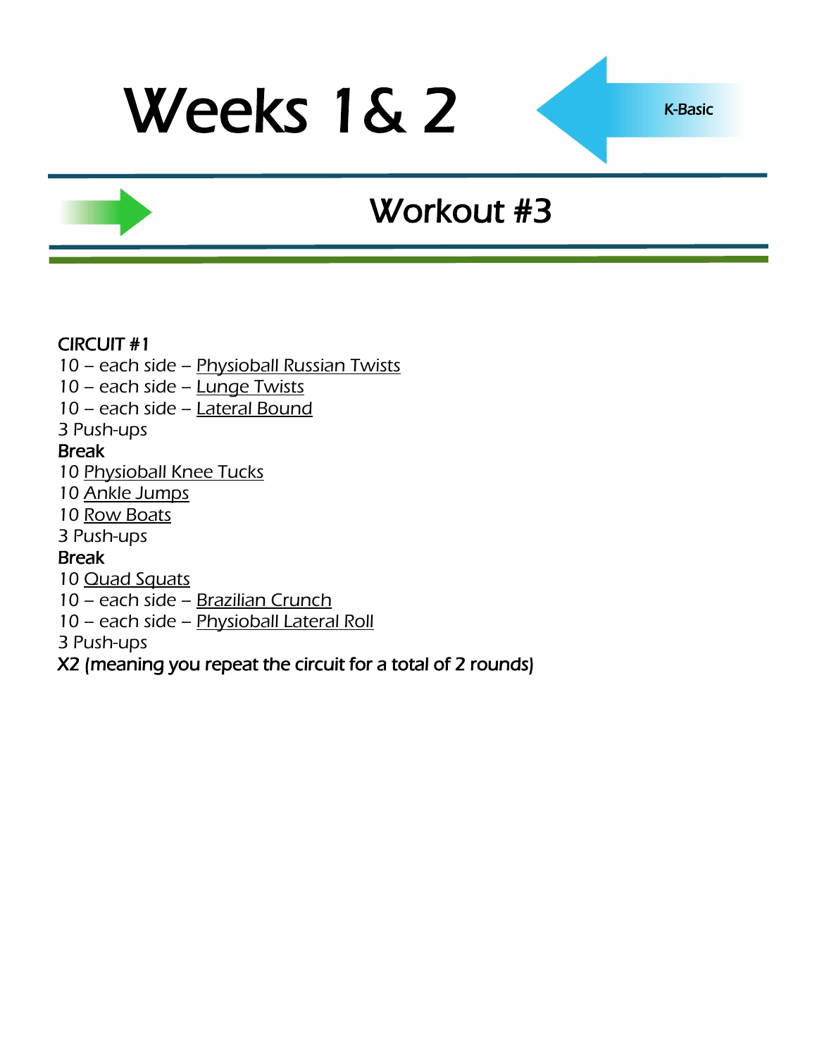# Weeks 1& 2

K-Basic

## Workout #3

**CIRCUIT #1**

10 – each side – Physioball Russian Twists
10 – each side – Lunge Twists
10 – each side – Lateral Bound
3 Push-ups

**Break**

10 Physioball Knee Tucks
10 Ankle Jumps
10 Row Boats
3 Push-ups

**Break**

10 Quad Squats
10 – each side – Brazilian Crunch
10 – each side – Physioball Lateral Roll
3 Push-ups

**X2 (meaning you repeat the circuit for a total of 2 rounds)**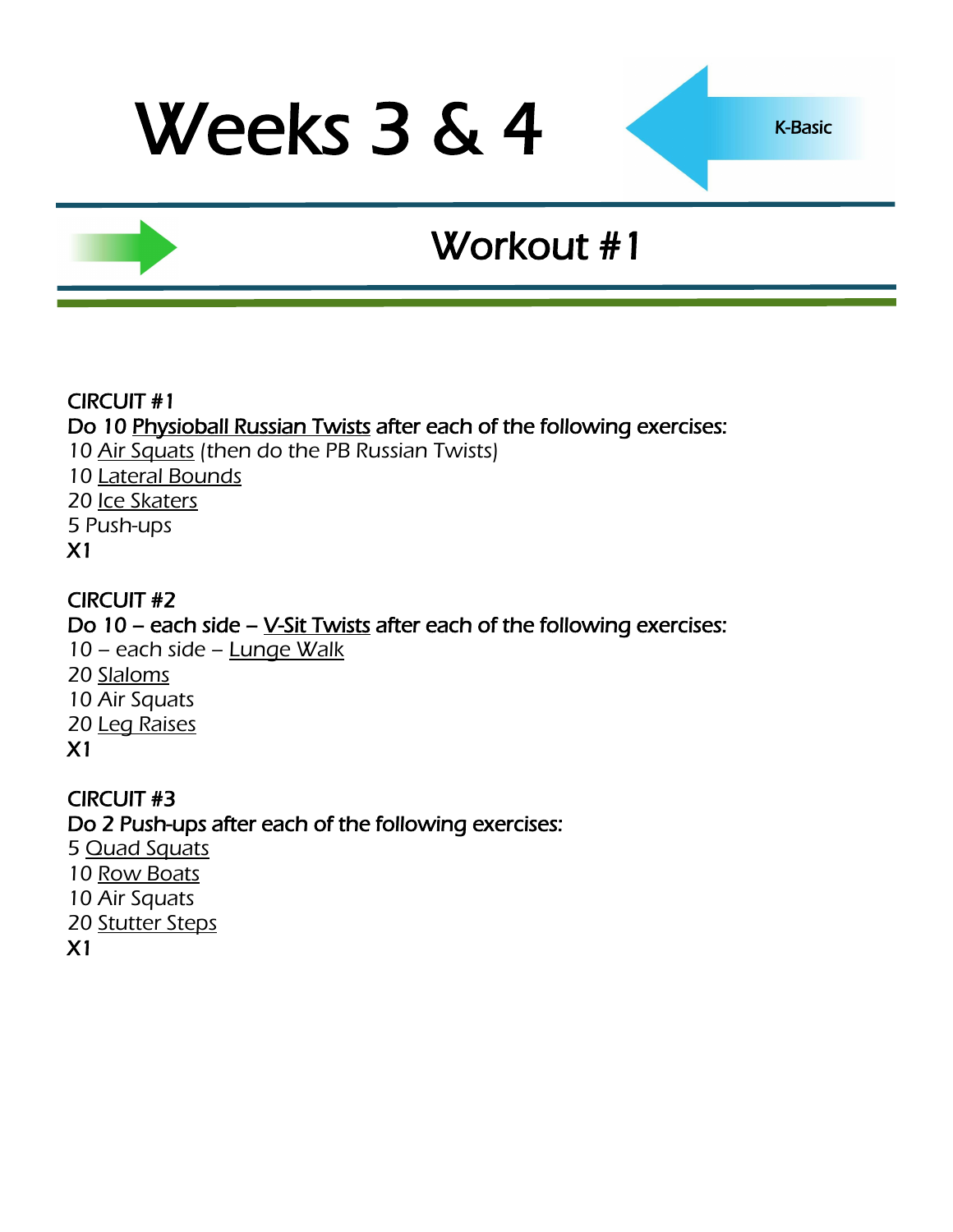# Weeks 3 & 4

K-Basic

## Workout #1

CIRCUIT #1
Do 10 Physioball Russian Twists after each of the following exercises:
10 Air Squats (then do the PB Russian Twists)
10 Lateral Bounds
20 Ice Skaters
5 Push-ups
X1

CIRCUIT #2
Do 10 – each side – V-Sit Twists after each of the following exercises:
10 – each side – Lunge Walk
20 Slaloms
10 Air Squats
20 Leg Raises
X1

CIRCUIT #3
Do 2 Push-ups after each of the following exercises:
5 Quad Squats
10 Row Boats
10 Air Squats
20 Stutter Steps
X1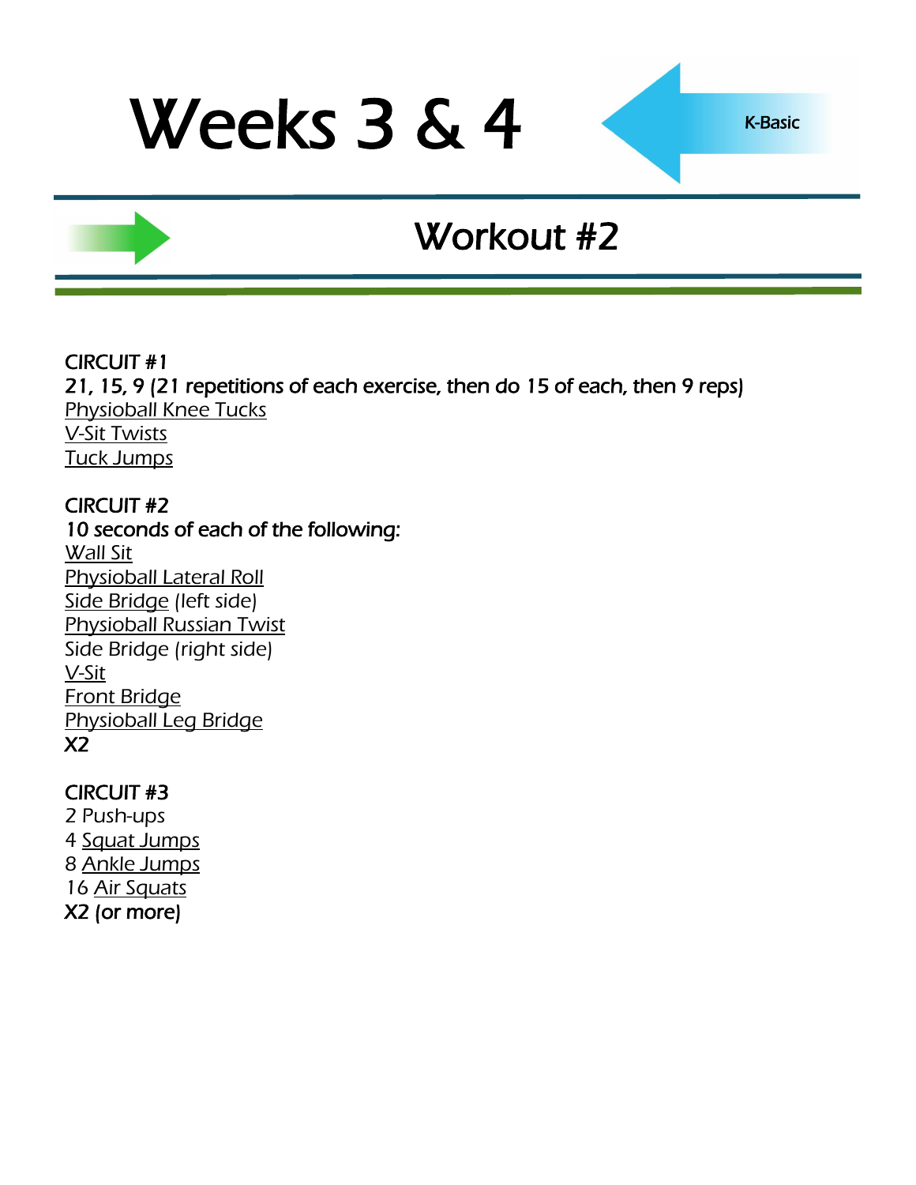# Weeks 3 & 4

K-Basic

## Workout #2

CIRCUIT #1
21, 15, 9 (21 repetitions of each exercise, then do 15 of each, then 9 reps)
Physioball Knee Tucks
V-Sit Twists
Tuck Jumps

CIRCUIT #2
10 seconds of each of the following:
Wall Sit
Physioball Lateral Roll
Side Bridge (left side)
Physioball Russian Twist
Side Bridge (right side)
V-Sit
Front Bridge
Physioball Leg Bridge
X2

CIRCUIT #3
2 Push-ups
4 Squat Jumps
8 Ankle Jumps
16 Air Squats
X2 (or more)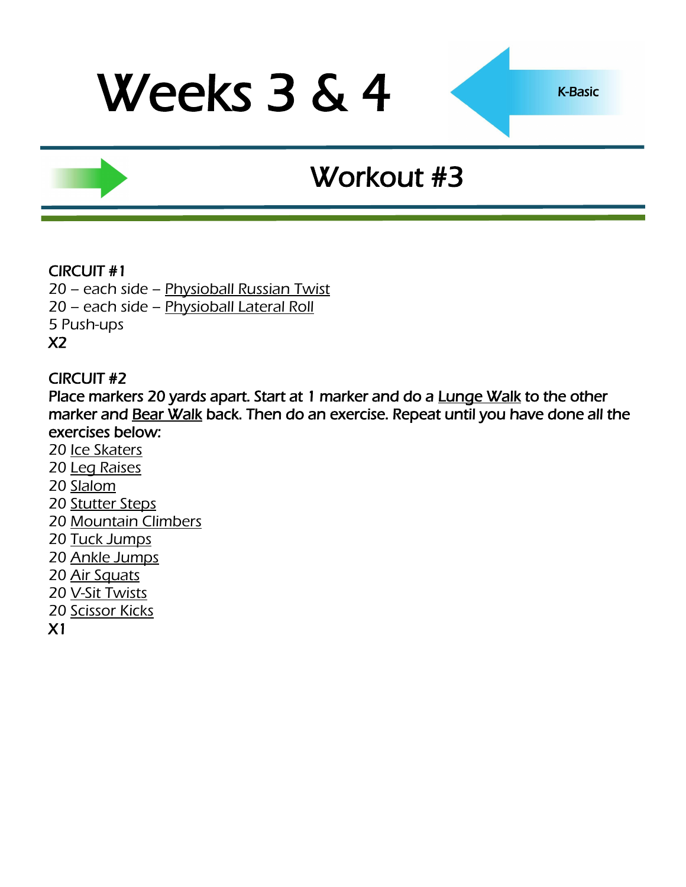# Weeks 3 & 4

K-Basic

## Workout #3

CIRCUIT #1

20 – each side – Physioball Russian Twist
20 – each side – Physioball Lateral Roll
5 Push-ups
X2

CIRCUIT #2

Place markers 20 yards apart. Start at 1 marker and do a Lunge Walk to the other marker and Bear Walk back. Then do an exercise. Repeat until you have done all the exercises below:

20 Ice Skaters
20 Leg Raises
20 Slalom
20 Stutter Steps
20 Mountain Climbers
20 Tuck Jumps
20 Ankle Jumps
20 Air Squats
20 V-Sit Twists
20 Scissor Kicks
X1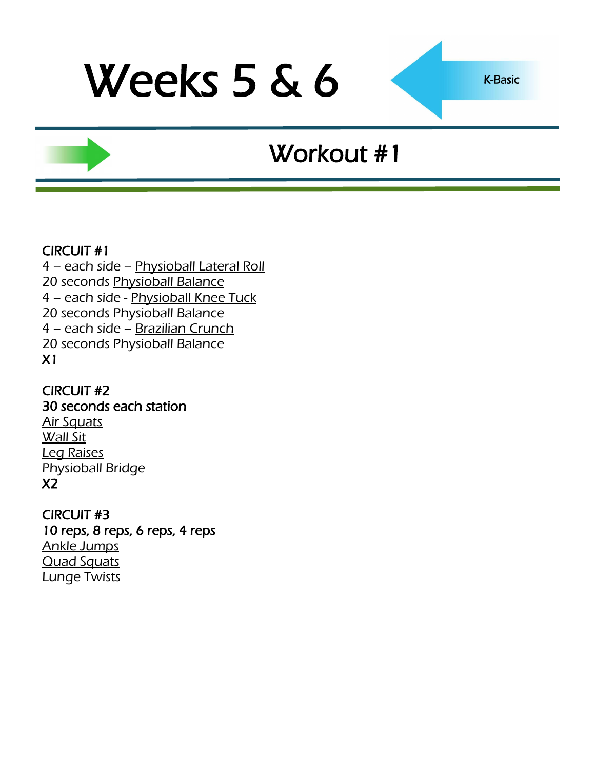# Weeks 5 & 6

K-Basic

## Workout #1

**CIRCUIT #1**
4 – each side – Physioball Lateral Roll
20 seconds Physioball Balance
4 – each side - Physioball Knee Tuck
20 seconds Physioball Balance
4 – each side – Brazilian Crunch
20 seconds Physioball Balance
**X1**

**CIRCUIT #2**
**30 seconds each station**
Air Squats
Wall Sit
Leg Raises
Physioball Bridge
**X2**

**CIRCUIT #3**
**10 reps, 8 reps, 6 reps, 4 reps**
Ankle Jumps
Quad Squats
Lunge Twists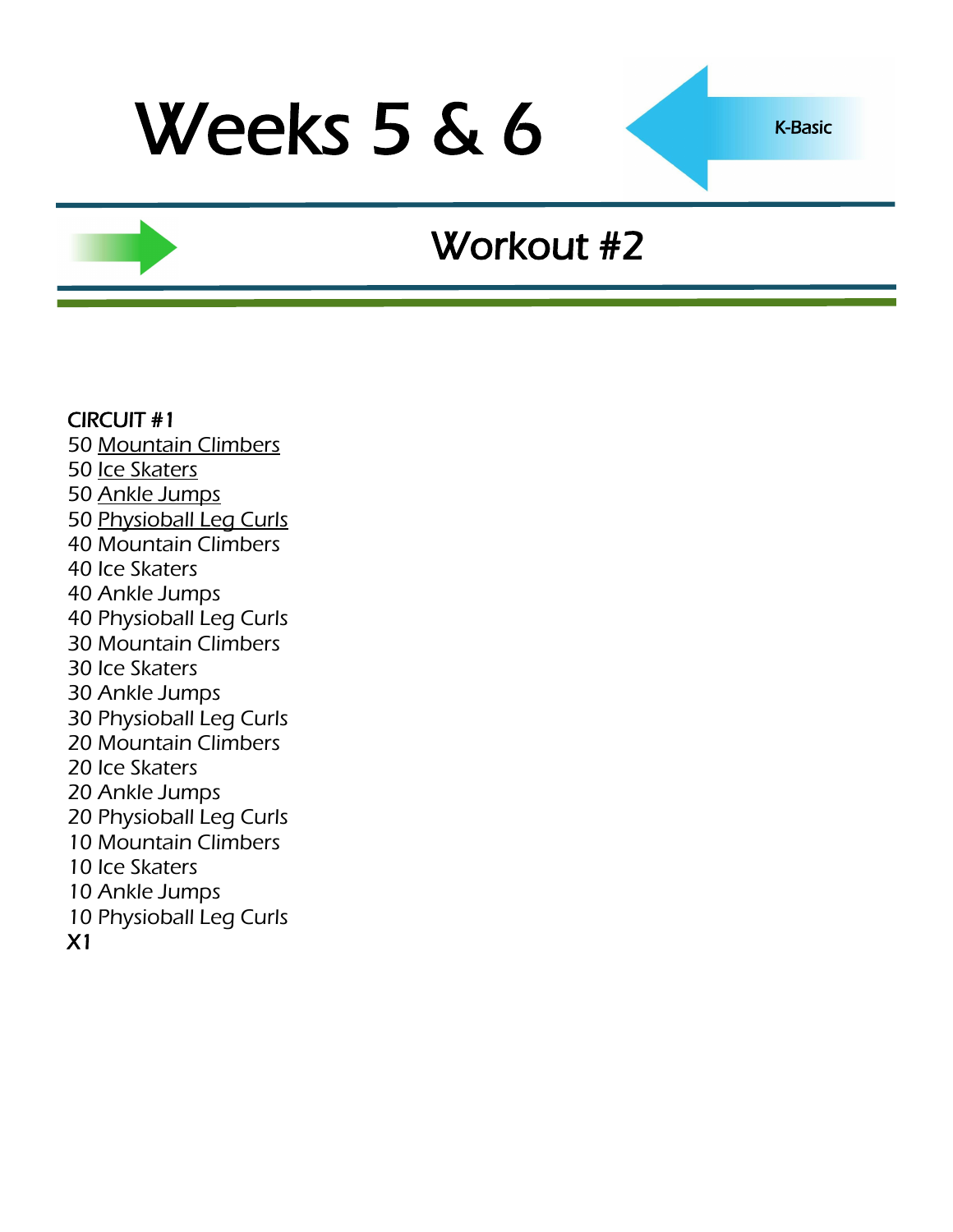# Weeks 5 & 6

K-Basic

## Workout #2

CIRCUIT #1
50 Mountain Climbers
50 Ice Skaters
50 Ankle Jumps
50 Physioball Leg Curls
40 Mountain Climbers
40 Ice Skaters
40 Ankle Jumps
40 Physioball Leg Curls
30 Mountain Climbers
30 Ice Skaters
30 Ankle Jumps
30 Physioball Leg Curls
20 Mountain Climbers
20 Ice Skaters
20 Ankle Jumps
20 Physioball Leg Curls
10 Mountain Climbers
10 Ice Skaters
10 Ankle Jumps
10 Physioball Leg Curls
X1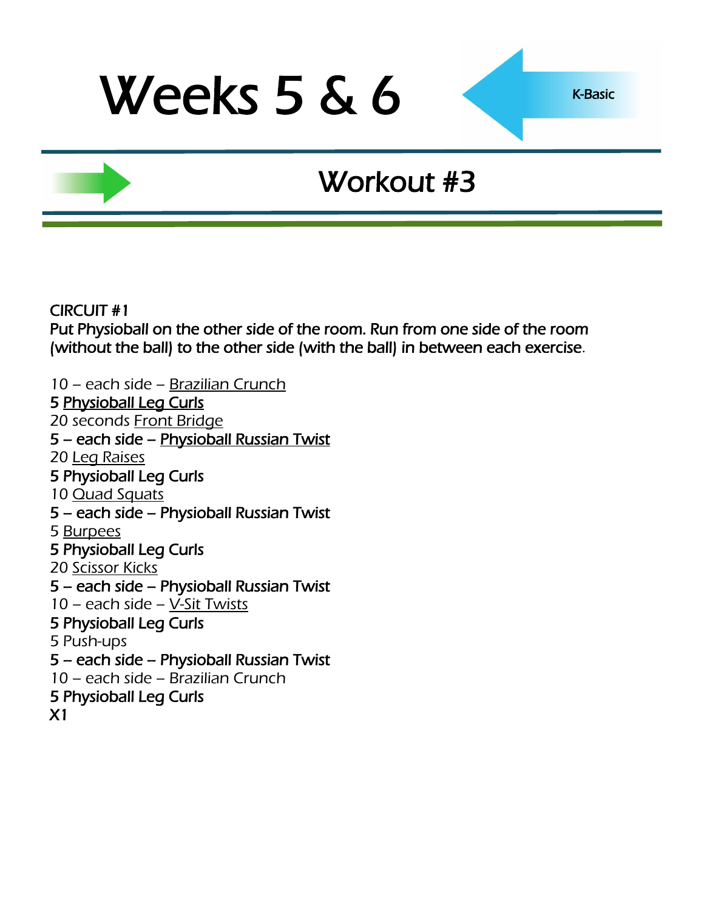# Weeks 5 & 6

K-Basic

## Workout #3

CIRCUIT #1

Put Physioball on the other side of the room. Run from one side of the room (without the ball) to the other side (with the ball) in between each exercise.

10 – each side – Brazilian Crunch
**5 Physioball Leg Curls**
20 seconds Front Bridge
**5 – each side – Physioball Russian Twist**
20 Leg Raises
**5 Physioball Leg Curls**
10 Quad Squats
**5 – each side – Physioball Russian Twist**
5 Burpees
**5 Physioball Leg Curls**
20 Scissor Kicks
**5 – each side – Physioball Russian Twist**
10 – each side – V-Sit Twists
**5 Physioball Leg Curls**
5 Push-ups
**5 – each side – Physioball Russian Twist**
10 – each side – Brazilian Crunch
**5 Physioball Leg Curls**
**X1**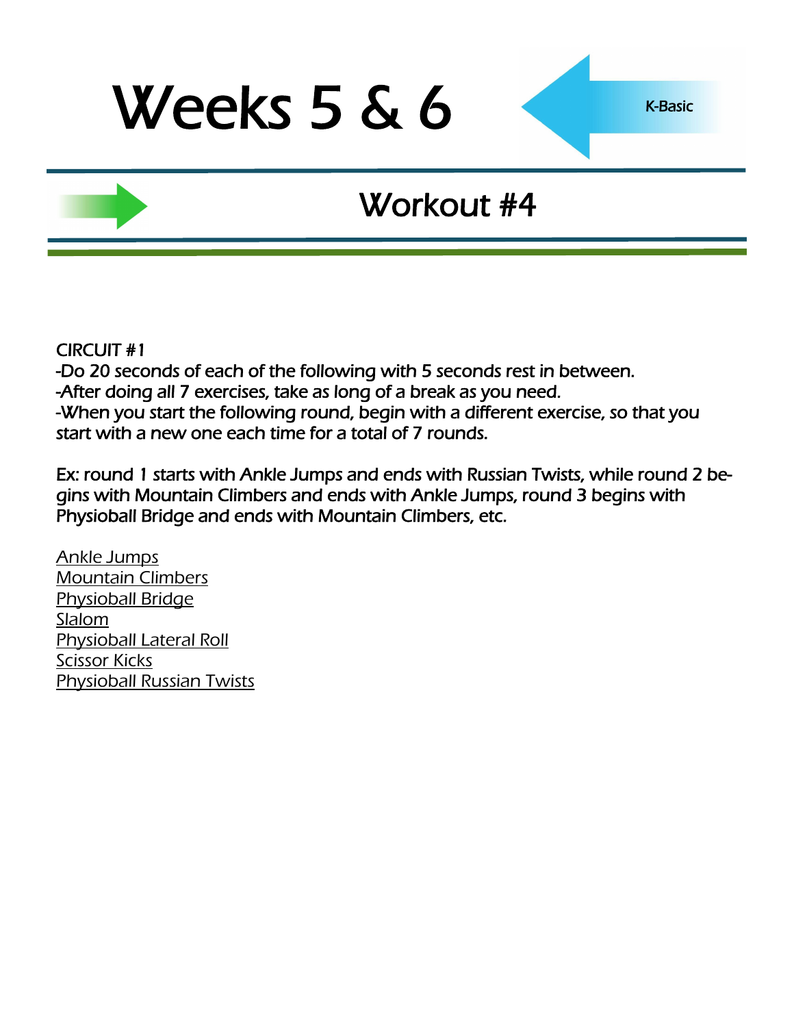# Weeks 5 & 6

K-Basic

## Workout #4

CIRCUIT #1
-Do 20 seconds of each of the following with 5 seconds rest in between.
-After doing all 7 exercises, take as long of a break as you need.
-When you start the following round, begin with a different exercise, so that you start with a new one each time for a total of 7 rounds.

Ex: round 1 starts with Ankle Jumps and ends with Russian Twists, while round 2 begins with Mountain Climbers and ends with Ankle Jumps, round 3 begins with Physioball Bridge and ends with Mountain Climbers, etc.

Ankle Jumps
Mountain Climbers
Physioball Bridge
Slalom
Physioball Lateral Roll
Scissor Kicks
Physioball Russian Twists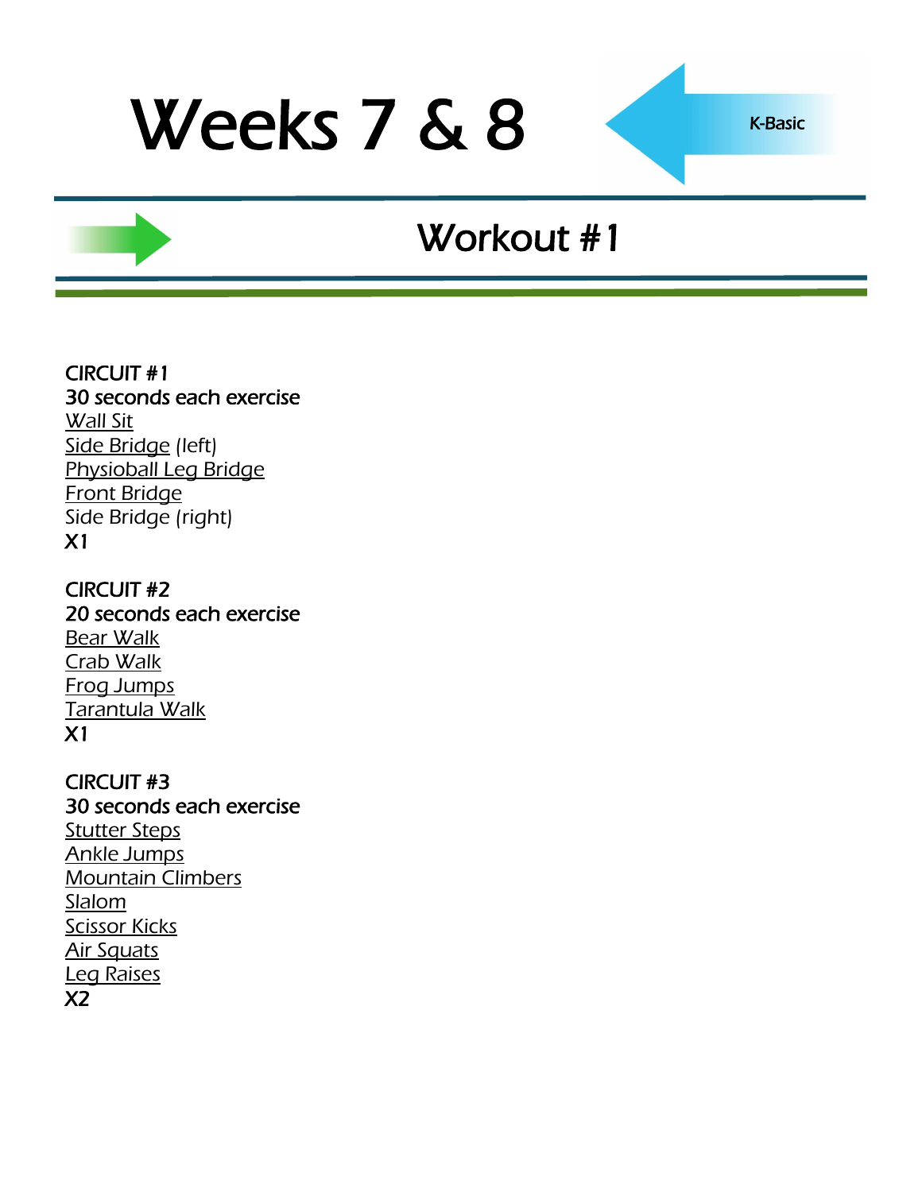# Weeks 7 & 8

K-Basic

## Workout #1

**CIRCUIT #1**
**30 seconds each exercise**
Wall Sit
Side Bridge (left)
Physioball Leg Bridge
Front Bridge
Side Bridge (right)
**X1**

**CIRCUIT #2**
**20 seconds each exercise**
Bear Walk
Crab Walk
Frog Jumps
Tarantula Walk
**X1**

**CIRCUIT #3**
**30 seconds each exercise**
Stutter Steps
Ankle Jumps
Mountain Climbers
Slalom
Scissor Kicks
Air Squats
Leg Raises
**X2**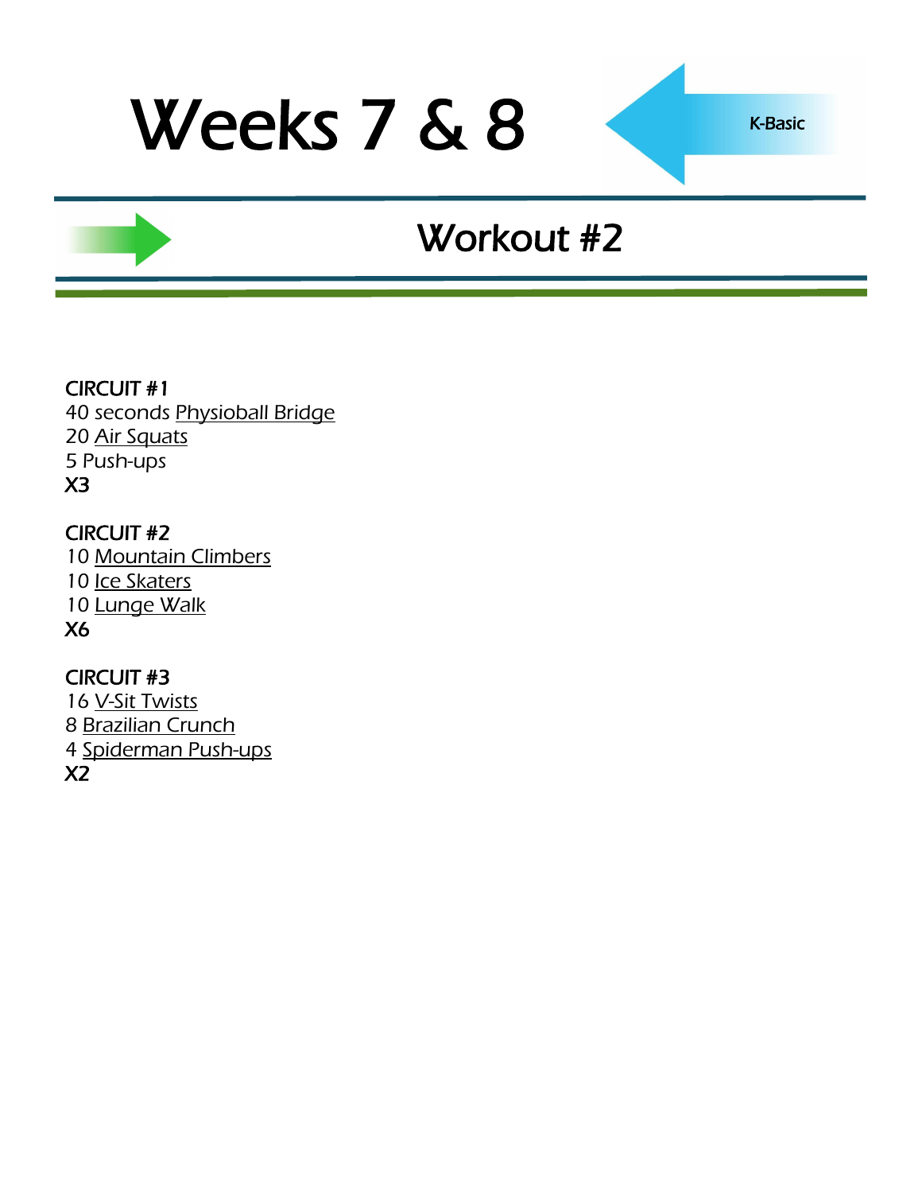# Weeks 7 & 8

K-Basic

## Workout #2

**CIRCUIT #1**
40 seconds Physioball Bridge
20 Air Squats
5 Push-ups
**X3**

**CIRCUIT #2**
10 Mountain Climbers
10 Ice Skaters
10 Lunge Walk
**X6**

**CIRCUIT #3**
16 V-Sit Twists
8 Brazilian Crunch
4 Spiderman Push-ups
**X2**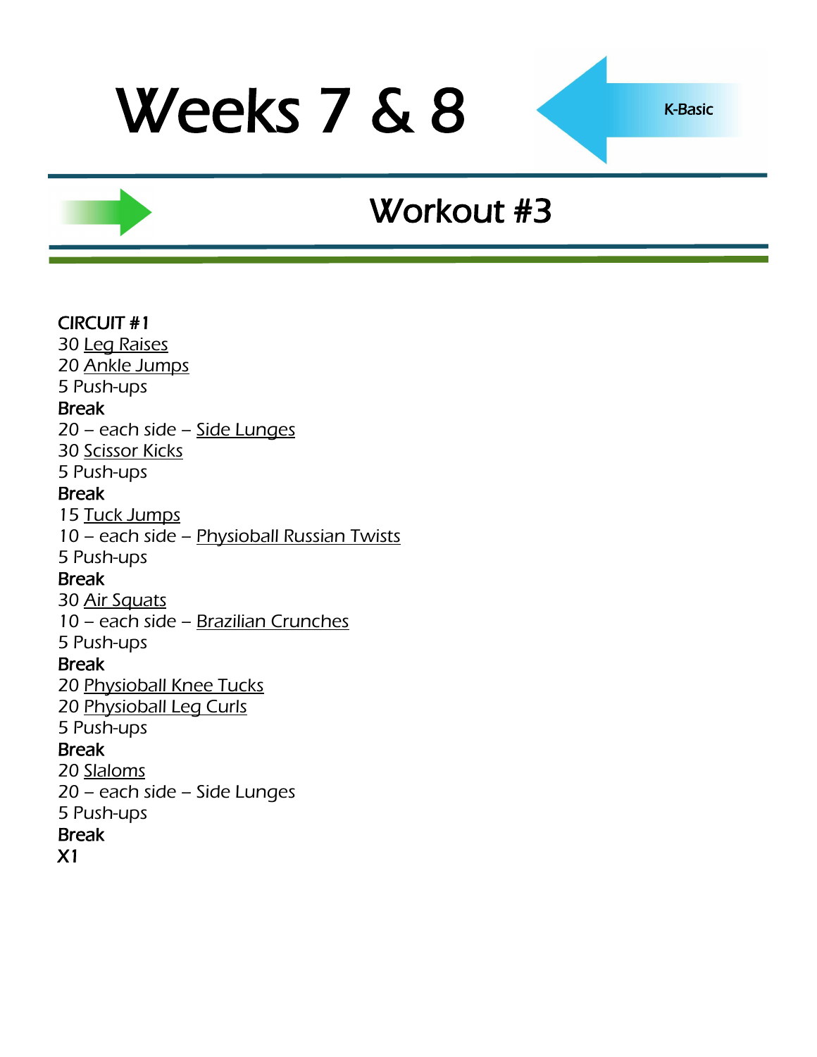# Weeks 7 & 8

K-Basic

## Workout #3

**CIRCUIT #1**
30 Leg Raises
20 Ankle Jumps
5 Push-ups
**Break**
20 – each side – Side Lunges
30 Scissor Kicks
5 Push-ups
**Break**
15 Tuck Jumps
10 – each side – Physioball Russian Twists
5 Push-ups
**Break**
30 Air Squats
10 – each side – Brazilian Crunches
5 Push-ups
**Break**
20 Physioball Knee Tucks
20 Physioball Leg Curls
5 Push-ups
**Break**
20 Slaloms
20 – each side – Side Lunges
5 Push-ups
**Break**
**X1**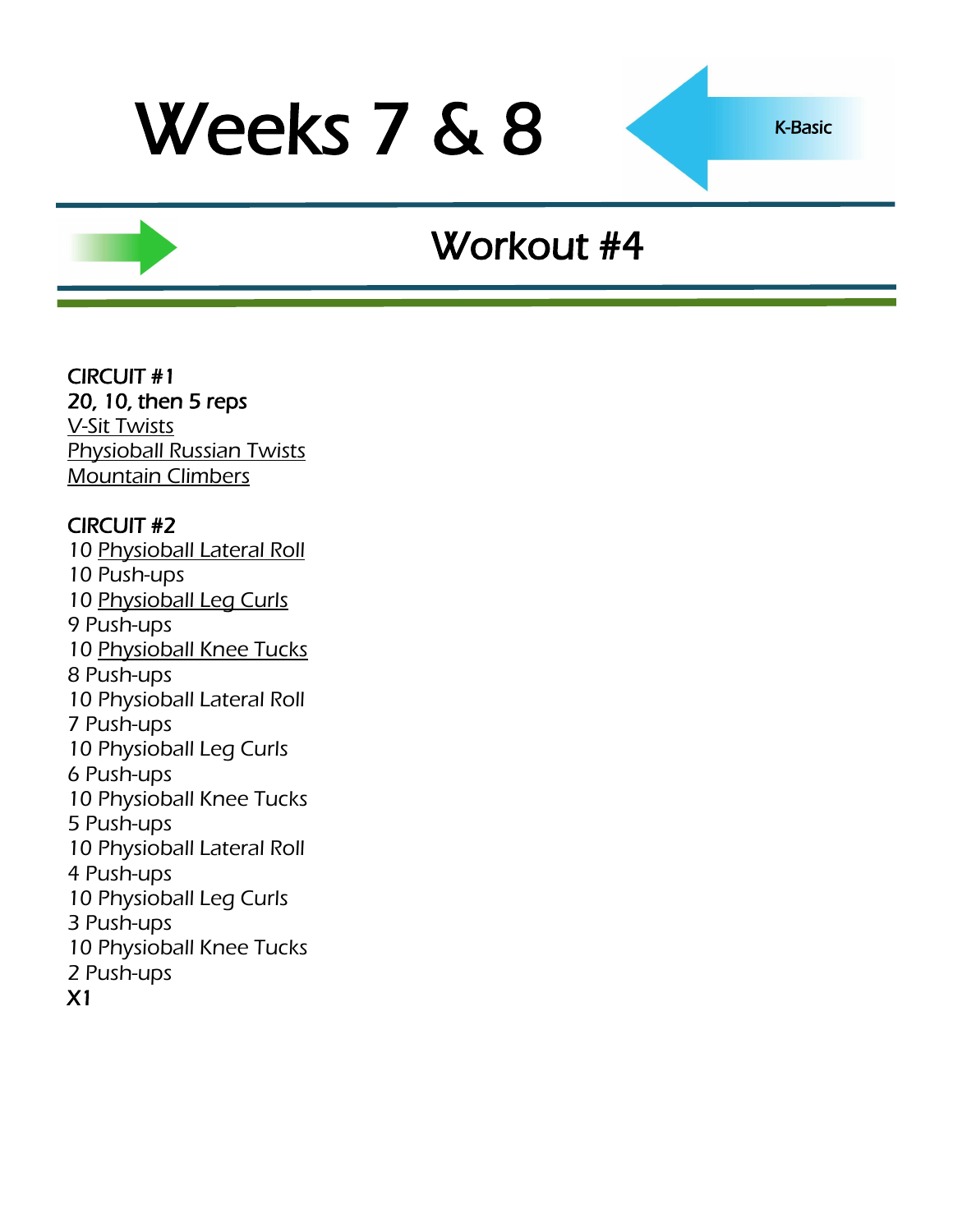# Weeks 7 & 8

K-Basic

## Workout #4

**CIRCUIT #1**
**20, 10, then 5 reps**
V-Sit Twists
Physioball Russian Twists
Mountain Climbers

**CIRCUIT #2**
10 Physioball Lateral Roll
10 Push-ups
10 Physioball Leg Curls
9 Push-ups
10 Physioball Knee Tucks
8 Push-ups
10 Physioball Lateral Roll
7 Push-ups
10 Physioball Leg Curls
6 Push-ups
10 Physioball Knee Tucks
5 Push-ups
10 Physioball Lateral Roll
4 Push-ups
10 Physioball Leg Curls
3 Push-ups
10 Physioball Knee Tucks
2 Push-ups
**X1**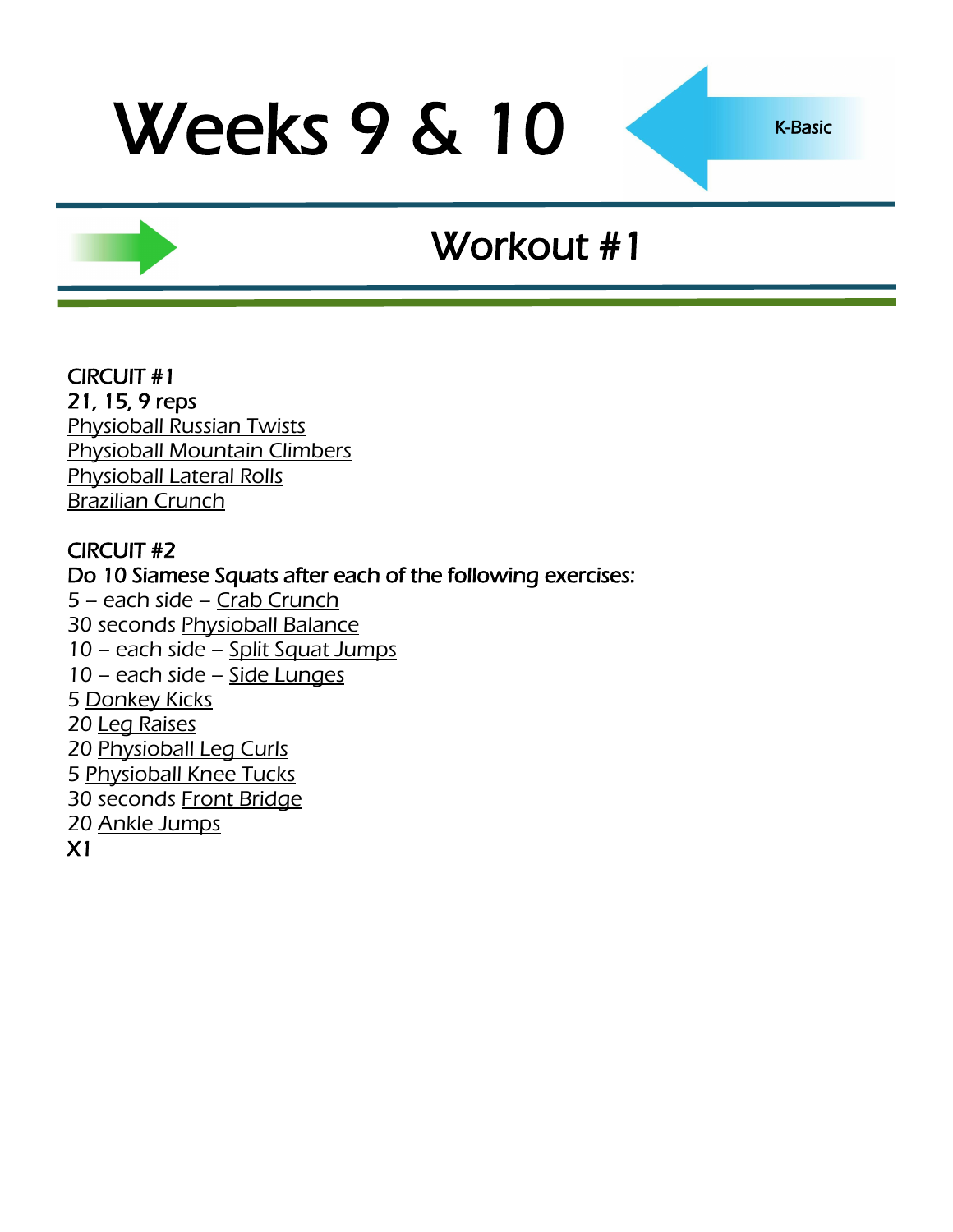# Weeks 9 & 10

K-Basic

## Workout #1

**CIRCUIT #1**
**21, 15, 9 reps**
Physioball Russian Twists
Physioball Mountain Climbers
Physioball Lateral Rolls
Brazilian Crunch

**CIRCUIT #2**
**Do 10 Siamese Squats after each of the following exercises:**
5 – each side – Crab Crunch
30 seconds Physioball Balance
10 – each side – Split Squat Jumps
10 – each side – Side Lunges
5 Donkey Kicks
20 Leg Raises
20 Physioball Leg Curls
5 Physioball Knee Tucks
30 seconds Front Bridge
20 Ankle Jumps
**X1**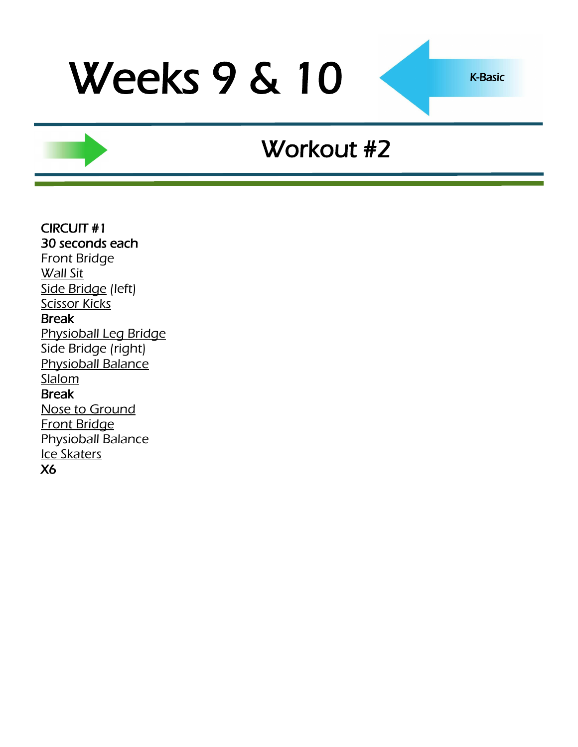# Weeks 9 & 10

K-Basic

## Workout #2

**CIRCUIT #1**
**30 seconds each**
Front Bridge
Wall Sit
Side Bridge (left)
Scissor Kicks
**Break**
Physioball Leg Bridge
Side Bridge (right)
Physioball Balance
Slalom
**Break**
Nose to Ground
Front Bridge
Physioball Balance
Ice Skaters
**X6**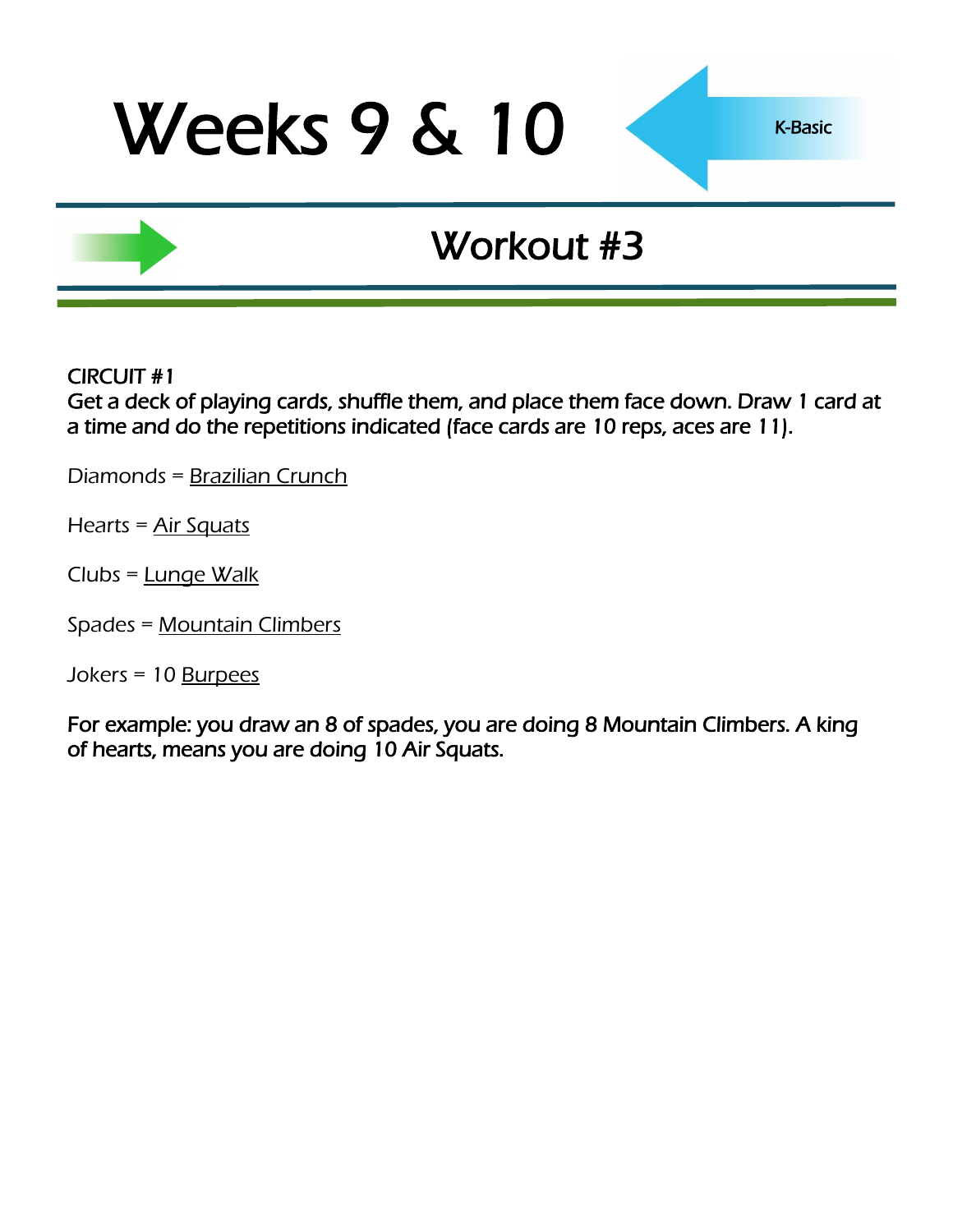# Weeks 9 & 10

K-Basic

## Workout #3

CIRCUIT #1
Get a deck of playing cards, shuffle them, and place them face down. Draw 1 card at a time and do the repetitions indicated (face cards are 10 reps, aces are 11).

Diamonds = Brazilian Crunch

Hearts = Air Squats

Clubs = Lunge Walk

Spades = Mountain Climbers

Jokers = 10 Burpees

For example: you draw an 8 of spades, you are doing 8 Mountain Climbers. A king of hearts, means you are doing 10 Air Squats.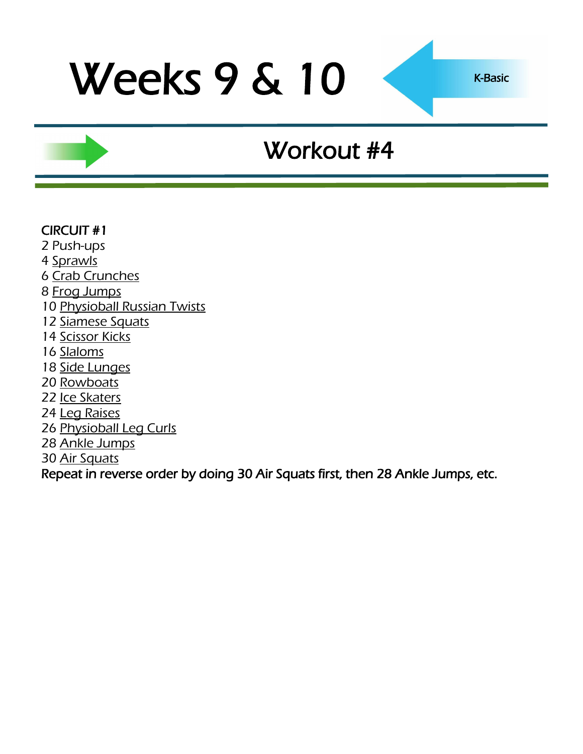# Weeks 9 & 10

K-Basic

## Workout #4

**CIRCUIT #1**

2 Push-ups
4 Sprawls
6 Crab Crunches
8 Frog Jumps
10 Physioball Russian Twists
12 Siamese Squats
14 Scissor Kicks
16 Slaloms
18 Side Lunges
20 Rowboats
22 Ice Skaters
24 Leg Raises
26 Physioball Leg Curls
28 Ankle Jumps
30 Air Squats

Repeat in reverse order by doing 30 Air Squats first, then 28 Ankle Jumps, etc.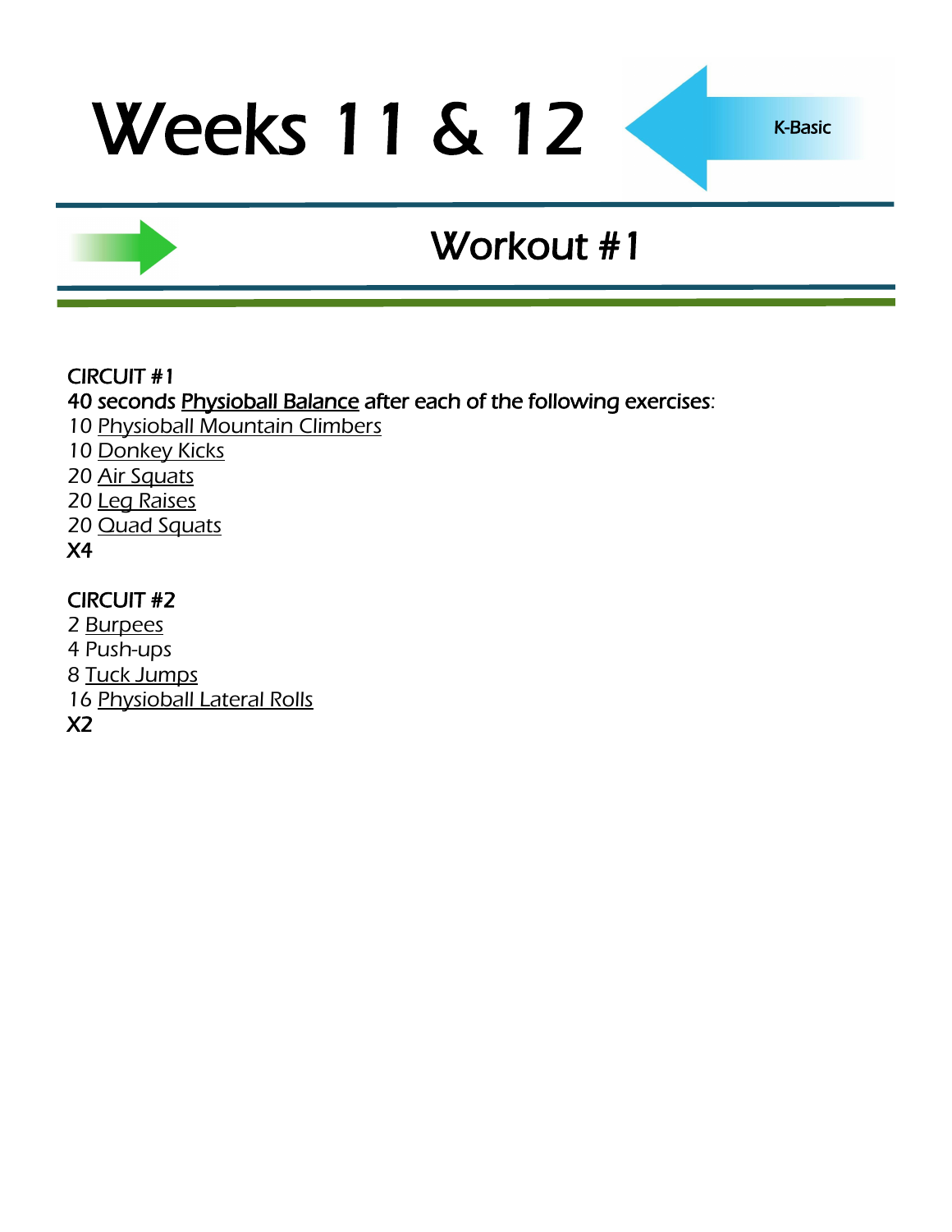# Weeks 11 & 12

K-Basic

## Workout #1

CIRCUIT #1
40 seconds Physioball Balance after each of the following exercises:
10 Physioball Mountain Climbers
10 Donkey Kicks
20 Air Squats
20 Leg Raises
20 Quad Squats
X4

CIRCUIT #2
2 Burpees
4 Push-ups
8 Tuck Jumps
16 Physioball Lateral Rolls
X2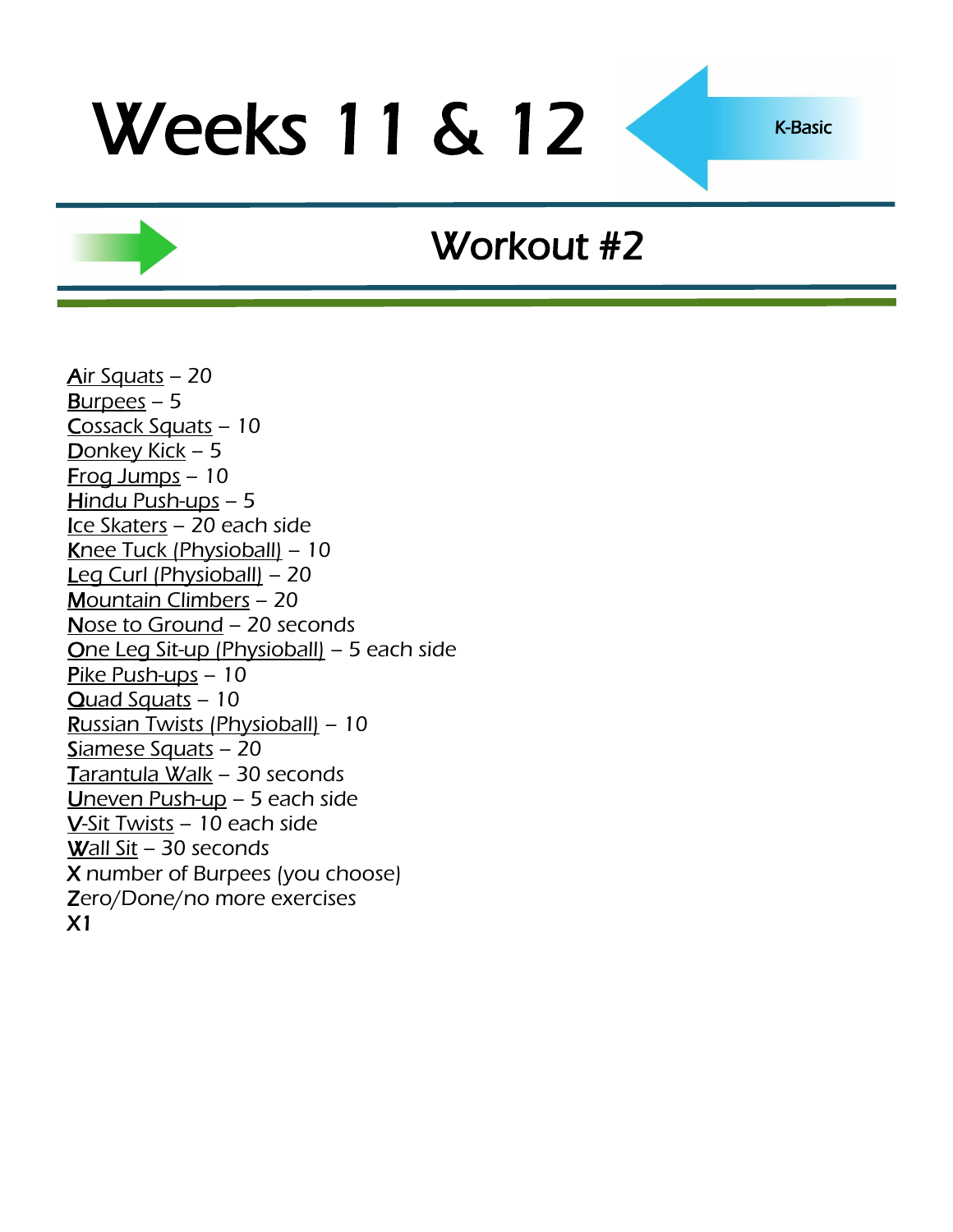# Weeks 11 & 12

K-Basic

## Workout #2

Air Squats – 20
Burpees – 5
Cossack Squats – 10
Donkey Kick – 5
Frog Jumps – 10
Hindu Push-ups – 5
Ice Skaters – 20 each side
Knee Tuck (Physioball) – 10
Leg Curl (Physioball) – 20
Mountain Climbers – 20
Nose to Ground – 20 seconds
One Leg Sit-up (Physioball) – 5 each side
Pike Push-ups – 10
Quad Squats – 10
Russian Twists (Physioball) – 10
Siamese Squats – 20
Tarantula Walk – 30 seconds
Uneven Push-up – 5 each side
V-Sit Twists – 10 each side
Wall Sit – 30 seconds
X number of Burpees (you choose)
Zero/Done/no more exercises
X1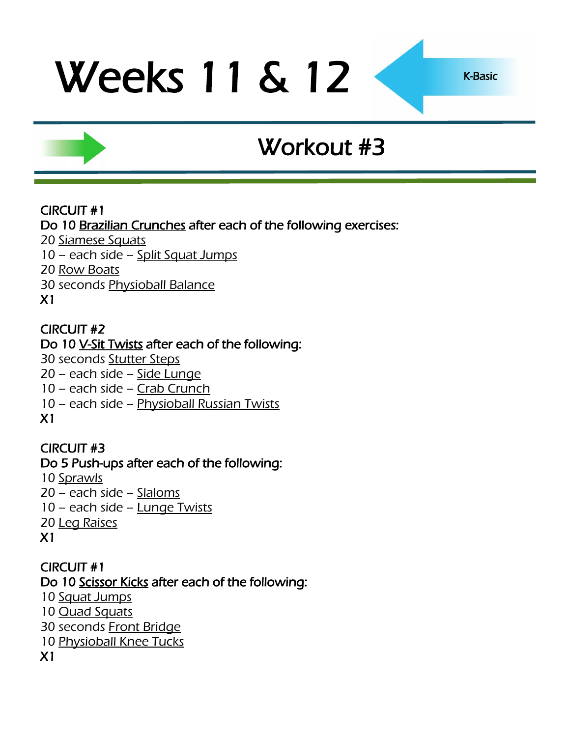# Weeks 11 & 12

K-Basic

## Workout #3

CIRCUIT #1
Do 10 Brazilian Crunches after each of the following exercises:
20 Siamese Squats
10 – each side – Split Squat Jumps
20 Row Boats
30 seconds Physioball Balance
X1

CIRCUIT #2
Do 10 V-Sit Twists after each of the following:
30 seconds Stutter Steps
20 – each side – Side Lunge
10 – each side – Crab Crunch
10 – each side – Physioball Russian Twists
X1

CIRCUIT #3
Do 5 Push-ups after each of the following:
10 Sprawls
20 – each side – Slaloms
10 – each side – Lunge Twists
20 Leg Raises
X1

CIRCUIT #1
Do 10 Scissor Kicks after each of the following:
10 Squat Jumps
10 Quad Squats
30 seconds Front Bridge
10 Physioball Knee Tucks
X1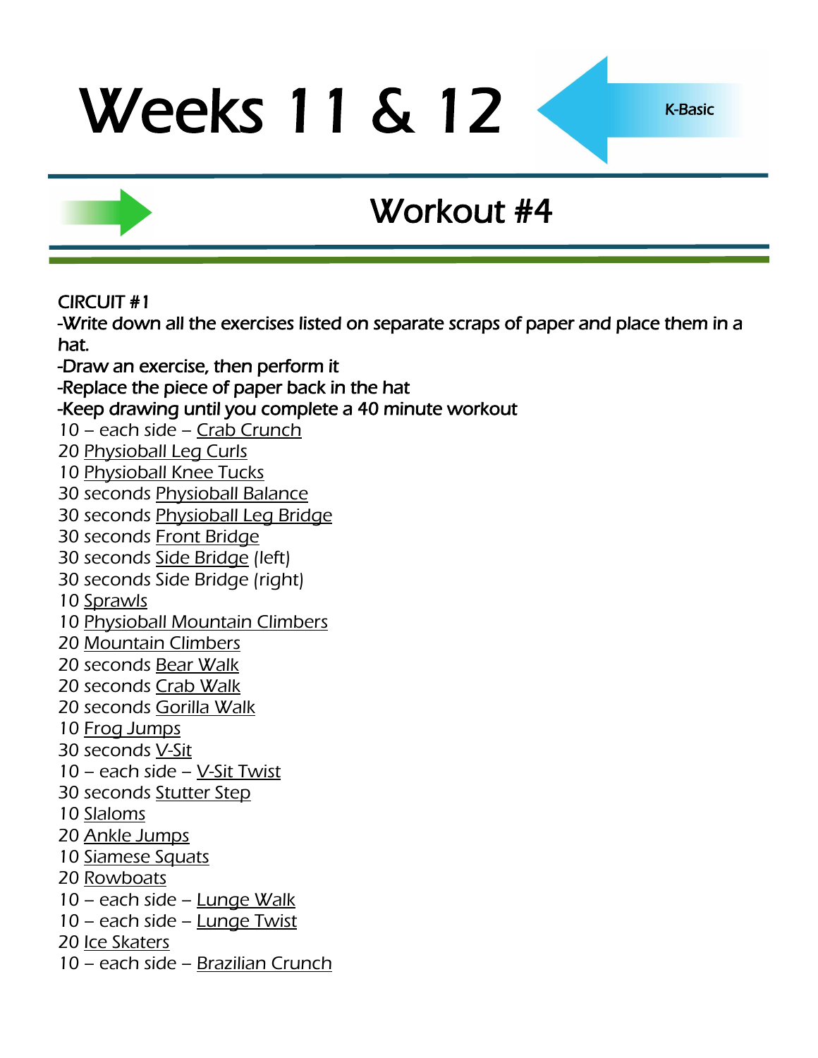# Weeks 11 & 12

K-Basic

## Workout #4

CIRCUIT #1

-Write down all the exercises listed on separate scraps of paper and place them in a hat.

-Draw an exercise, then perform it

-Replace the piece of paper back in the hat

-Keep drawing until you complete a 40 minute workout

10 – each side – Crab Crunch
20 Physioball Leg Curls
10 Physioball Knee Tucks
30 seconds Physioball Balance
30 seconds Physioball Leg Bridge
30 seconds Front Bridge
30 seconds Side Bridge (left)
30 seconds Side Bridge (right)
10 Sprawls
10 Physioball Mountain Climbers
20 Mountain Climbers
20 seconds Bear Walk
20 seconds Crab Walk
20 seconds Gorilla Walk
10 Frog Jumps
30 seconds V-Sit
10 – each side – V-Sit Twist
30 seconds Stutter Step
10 Slaloms
20 Ankle Jumps
10 Siamese Squats
20 Rowboats
10 – each side – Lunge Walk
10 – each side – Lunge Twist
20 Ice Skaters
10 – each side – Brazilian Crunch